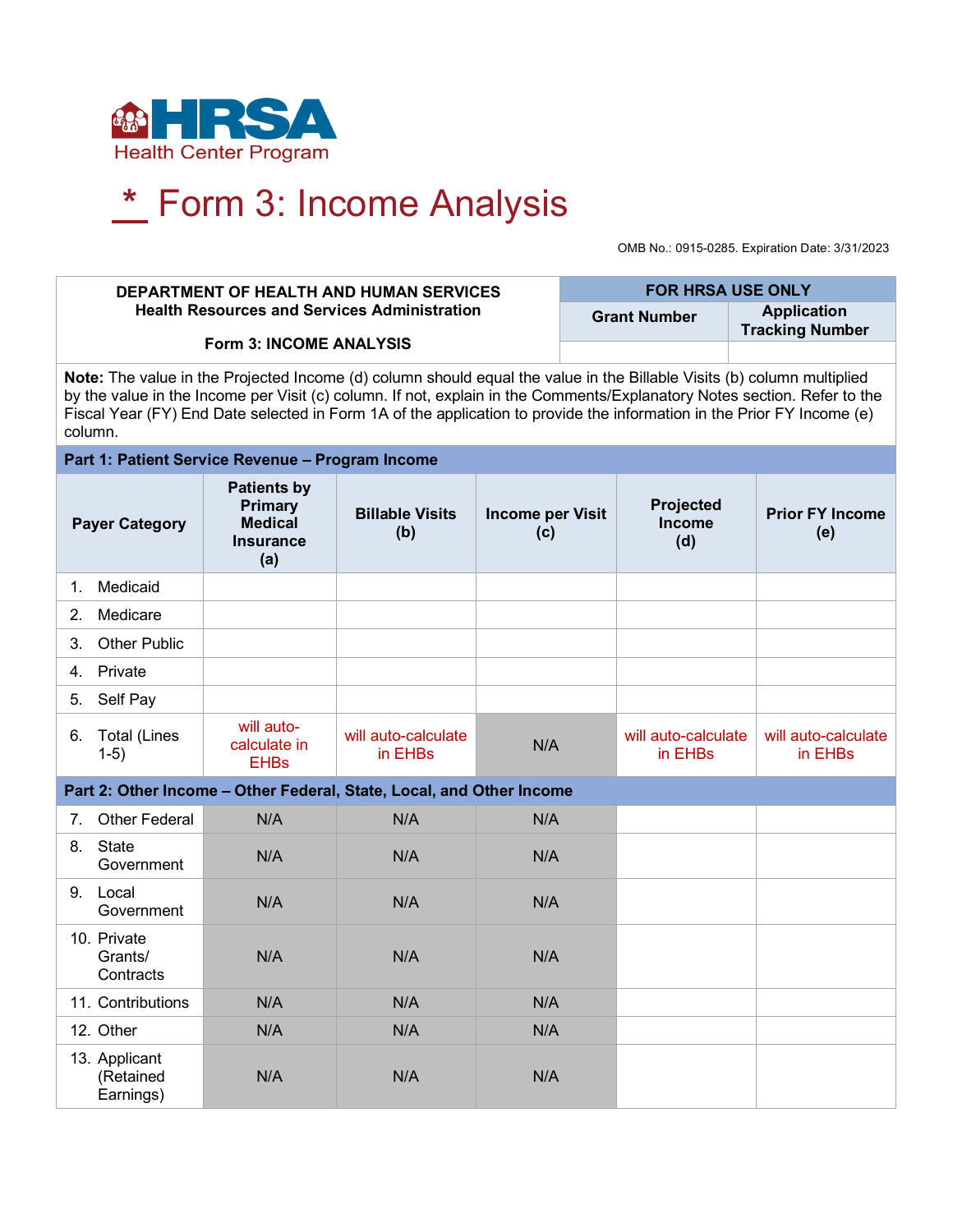HRSA Health Center Program

# * Form 3: Income Analysis

OMB No.: 0915-0285. Expiration Date: 3/31/2023

| DEPARTMENT OF HEALTH AND HUMAN SERVICES<br>Health Resources and Services Administration<br><br>Form 3: INCOME ANALYSIS | FOR HRSA USE ONLY | |
|---|---|---|
| | Grant Number | Application Tracking Number |
| | | |

**Note:** The value in the Projected Income (d) column should equal the value in the Billable Visits (b) column multiplied by the value in the Income per Visit (c) column. If not, explain in the Comments/Explanatory Notes section. Refer to the Fiscal Year (FY) End Date selected in Form 1A of the application to provide the information in the Prior FY Income (e) column.

| Payer Category | Patients by Primary Medical Insurance (a) | Billable Visits (b) | Income per Visit (c) | Projected Income (d) | Prior FY Income (e) |
|---|---|---|---|---|---|
| **Part 1: Patient Service Revenue – Program Income** | | | | | |
| 1. Medicaid | | | | | |
| 2. Medicare | | | | | |
| 3. Other Public | | | | | |
| 4. Private | | | | | |
| 5. Self Pay | | | | | |
| 6. Total (Lines 1-5) | will auto-calculate in EHBs | will auto-calculate in EHBs | N/A | will auto-calculate in EHBs | will auto-calculate in EHBs |
| **Part 2: Other Income – Other Federal, State, Local, and Other Income** | | | | | |
| 7. Other Federal | N/A | N/A | N/A | | |
| 8. State Government | N/A | N/A | N/A | | |
| 9. Local Government | N/A | N/A | N/A | | |
| 10. Private Grants/ Contracts | N/A | N/A | N/A | | |
| 11. Contributions | N/A | N/A | N/A | | |
| 12. Other | N/A | N/A | N/A | | |
| 13. Applicant (Retained Earnings) | N/A | N/A | N/A | | |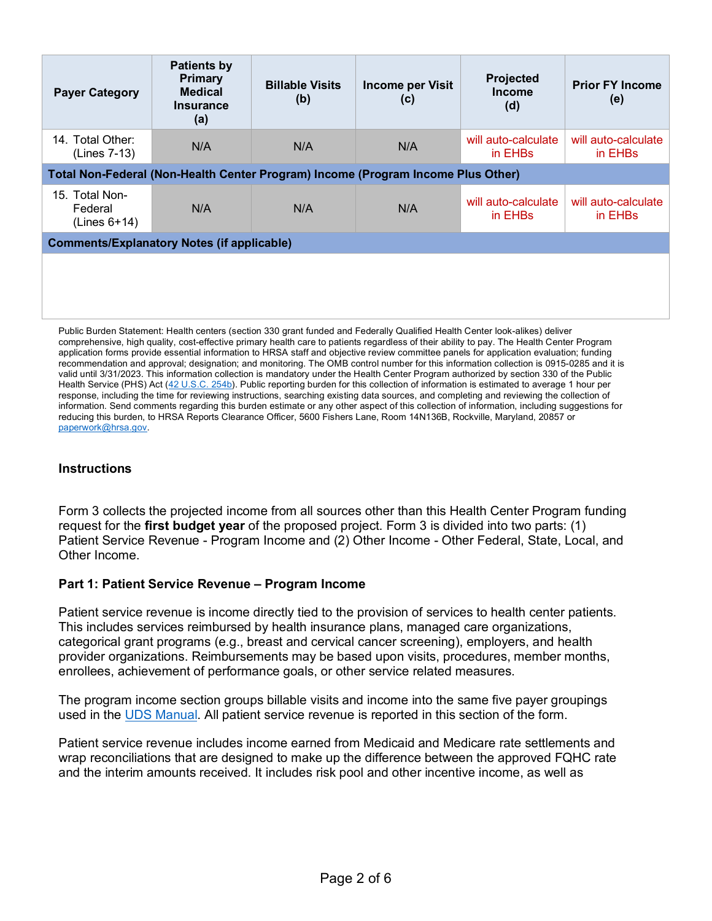| Payer Category | Patients by Primary Medical Insurance (a) | Billable Visits (b) | Income per Visit (c) | Projected Income (d) | Prior FY Income (e) |
|---|---|---|---|---|---|
| 14. Total Other: (Lines 7-13) | N/A | N/A | N/A | will auto-calculate in EHBs | will auto-calculate in EHBs |
| **Total Non-Federal (Non-Health Center Program) Income (Program Income Plus Other)** | | | | | |
| 15. Total Non-Federal (Lines 6+14) | N/A | N/A | N/A | will auto-calculate in EHBs | will auto-calculate in EHBs |
| **Comments/Explanatory Notes (if applicable)** | | | | | |
| | | | | | |

Public Burden Statement: Health centers (section 330 grant funded and Federally Qualified Health Center look-alikes) deliver comprehensive, high quality, cost-effective primary health care to patients regardless of their ability to pay. The Health Center Program application forms provide essential information to HRSA staff and objective review committee panels for application evaluation; funding recommendation and approval; designation; and monitoring. The OMB control number for this information collection is 0915-0285 and it is valid until 3/31/2023. This information collection is mandatory under the Health Center Program authorized by section 330 of the Public Health Service (PHS) Act (42 U.S.C. 254b). Public reporting burden for this collection of information is estimated to average 1 hour per response, including the time for reviewing instructions, searching existing data sources, and completing and reviewing the collection of information. Send comments regarding this burden estimate or any other aspect of this collection of information, including suggestions for reducing this burden, to HRSA Reports Clearance Officer, 5600 Fishers Lane, Room 14N136B, Rockville, Maryland, 20857 or paperwork@hrsa.gov.

### Instructions

Form 3 collects the projected income from all sources other than this Health Center Program funding request for the **first budget year** of the proposed project. Form 3 is divided into two parts: (1) Patient Service Revenue - Program Income and (2) Other Income - Other Federal, State, Local, and Other Income.

#### Part 1: Patient Service Revenue – Program Income

Patient service revenue is income directly tied to the provision of services to health center patients. This includes services reimbursed by health insurance plans, managed care organizations, categorical grant programs (e.g., breast and cervical cancer screening), employers, and health provider organizations. Reimbursements may be based upon visits, procedures, member months, enrollees, achievement of performance goals, or other service related measures.

The program income section groups billable visits and income into the same five payer groupings used in the UDS Manual. All patient service revenue is reported in this section of the form.

Patient service revenue includes income earned from Medicaid and Medicare rate settlements and wrap reconciliations that are designed to make up the difference between the approved FQHC rate and the interim amounts received. It includes risk pool and other incentive income, as well as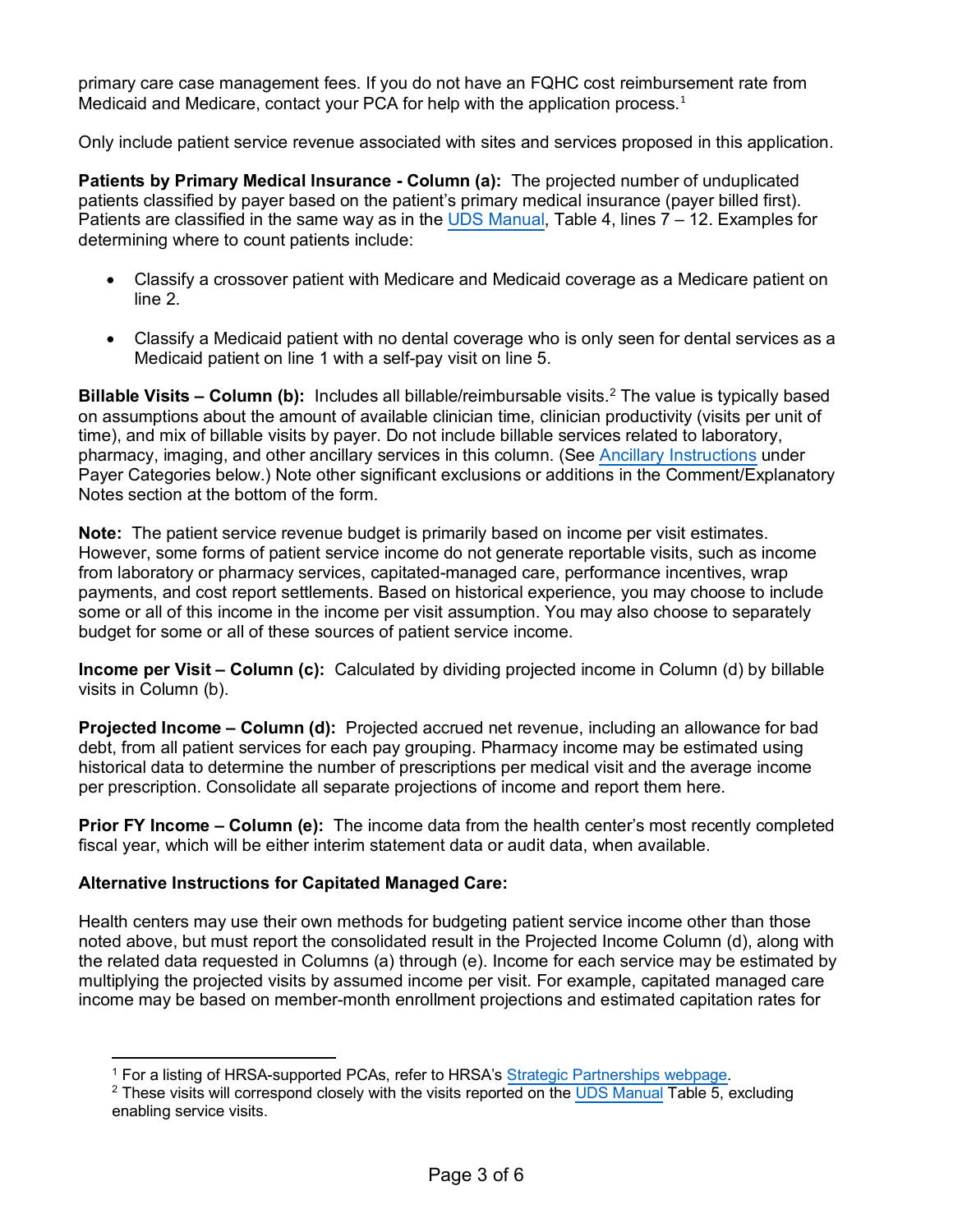primary care case management fees. If you do not have an FQHC cost reimbursement rate from Medicaid and Medicare, contact your PCA for help with the application process.[1]

Only include patient service revenue associated with sites and services proposed in this application.

**Patients by Primary Medical Insurance - Column (a):** The projected number of unduplicated patients classified by payer based on the patient's primary medical insurance (payer billed first). Patients are classified in the same way as in the UDS Manual, Table 4, lines 7 – 12. Examples for determining where to count patients include:

- Classify a crossover patient with Medicare and Medicaid coverage as a Medicare patient on line 2.
- Classify a Medicaid patient with no dental coverage who is only seen for dental services as a Medicaid patient on line 1 with a self-pay visit on line 5.

**Billable Visits – Column (b):** Includes all billable/reimbursable visits.[2] The value is typically based on assumptions about the amount of available clinician time, clinician productivity (visits per unit of time), and mix of billable visits by payer. Do not include billable services related to laboratory, pharmacy, imaging, and other ancillary services in this column. (See Ancillary Instructions under Payer Categories below.) Note other significant exclusions or additions in the Comment/Explanatory Notes section at the bottom of the form.

**Note:** The patient service revenue budget is primarily based on income per visit estimates. However, some forms of patient service income do not generate reportable visits, such as income from laboratory or pharmacy services, capitated-managed care, performance incentives, wrap payments, and cost report settlements. Based on historical experience, you may choose to include some or all of this income in the income per visit assumption. You may also choose to separately budget for some or all of these sources of patient service income.

**Income per Visit – Column (c):** Calculated by dividing projected income in Column (d) by billable visits in Column (b).

**Projected Income – Column (d):** Projected accrued net revenue, including an allowance for bad debt, from all patient services for each pay grouping. Pharmacy income may be estimated using historical data to determine the number of prescriptions per medical visit and the average income per prescription. Consolidate all separate projections of income and report them here.

**Prior FY Income – Column (e):** The income data from the health center's most recently completed fiscal year, which will be either interim statement data or audit data, when available.

**Alternative Instructions for Capitated Managed Care:**

Health centers may use their own methods for budgeting patient service income other than those noted above, but must report the consolidated result in the Projected Income Column (d), along with the related data requested in Columns (a) through (e). Income for each service may be estimated by multiplying the projected visits by assumed income per visit. For example, capitated managed care income may be based on member-month enrollment projections and estimated capitation rates for

---

[1] For a listing of HRSA-supported PCAs, refer to HRSA's Strategic Partnerships webpage.

[2] These visits will correspond closely with the visits reported on the UDS Manual Table 5, excluding enabling service visits.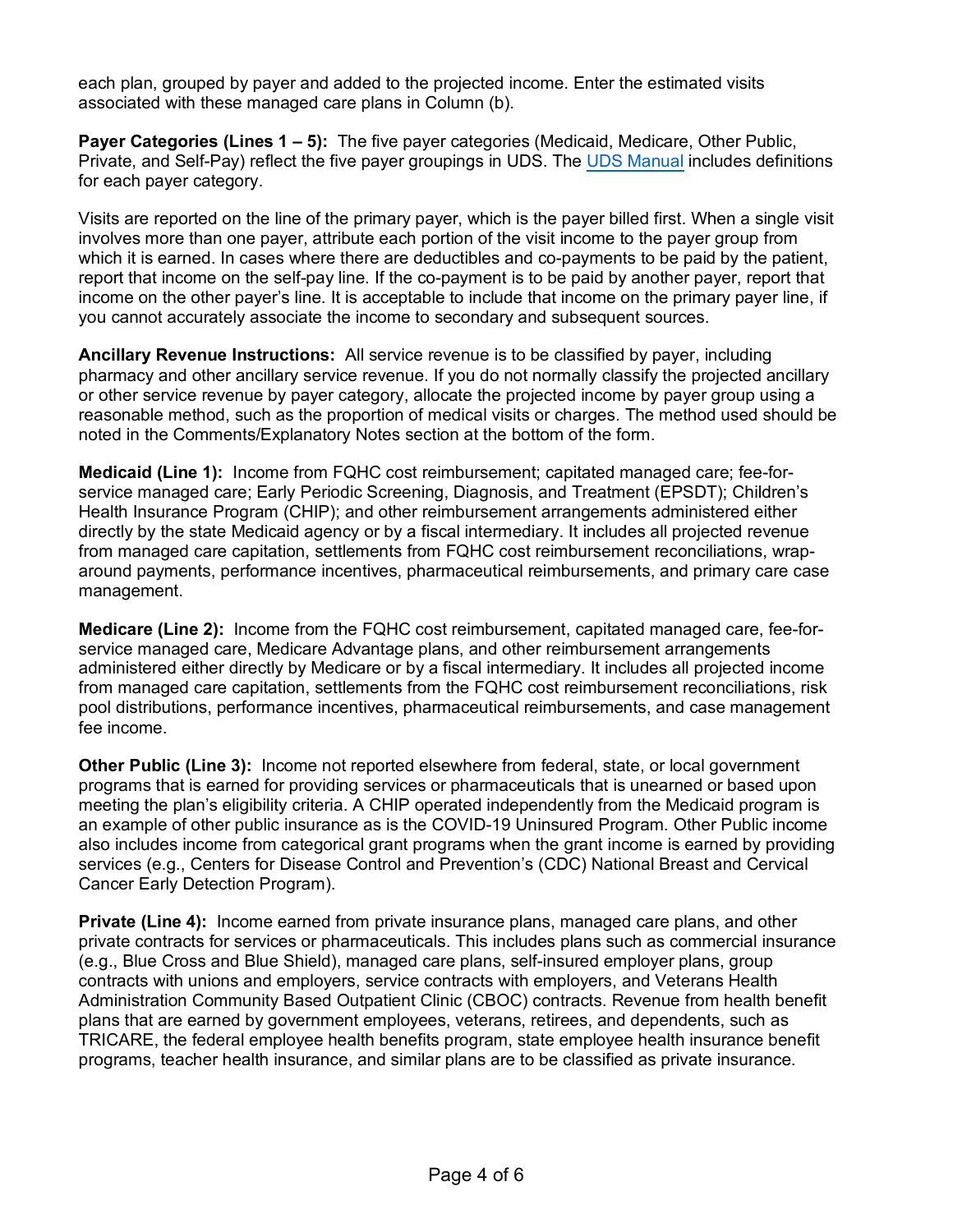each plan, grouped by payer and added to the projected income. Enter the estimated visits associated with these managed care plans in Column (b).

**Payer Categories (Lines 1 – 5):** The five payer categories (Medicaid, Medicare, Other Public, Private, and Self-Pay) reflect the five payer groupings in UDS. The [UDS Manual] includes definitions for each payer category.

Visits are reported on the line of the primary payer, which is the payer billed first. When a single visit involves more than one payer, attribute each portion of the visit income to the payer group from which it is earned. In cases where there are deductibles and co-payments to be paid by the patient, report that income on the self-pay line. If the co-payment is to be paid by another payer, report that income on the other payer's line. It is acceptable to include that income on the primary payer line, if you cannot accurately associate the income to secondary and subsequent sources.

**Ancillary Revenue Instructions:** All service revenue is to be classified by payer, including pharmacy and other ancillary service revenue. If you do not normally classify the projected ancillary or other service revenue by payer category, allocate the projected income by payer group using a reasonable method, such as the proportion of medical visits or charges. The method used should be noted in the Comments/Explanatory Notes section at the bottom of the form.

**Medicaid (Line 1):** Income from FQHC cost reimbursement; capitated managed care; fee-for-service managed care; Early Periodic Screening, Diagnosis, and Treatment (EPSDT); Children's Health Insurance Program (CHIP); and other reimbursement arrangements administered either directly by the state Medicaid agency or by a fiscal intermediary. It includes all projected revenue from managed care capitation, settlements from FQHC cost reimbursement reconciliations, wrap-around payments, performance incentives, pharmaceutical reimbursements, and primary care case management.

**Medicare (Line 2):** Income from the FQHC cost reimbursement, capitated managed care, fee-for-service managed care, Medicare Advantage plans, and other reimbursement arrangements administered either directly by Medicare or by a fiscal intermediary. It includes all projected income from managed care capitation, settlements from the FQHC cost reimbursement reconciliations, risk pool distributions, performance incentives, pharmaceutical reimbursements, and case management fee income.

**Other Public (Line 3):** Income not reported elsewhere from federal, state, or local government programs that is earned for providing services or pharmaceuticals that is unearned or based upon meeting the plan's eligibility criteria. A CHIP operated independently from the Medicaid program is an example of other public insurance as is the COVID-19 Uninsured Program. Other Public income also includes income from categorical grant programs when the grant income is earned by providing services (e.g., Centers for Disease Control and Prevention's (CDC) National Breast and Cervical Cancer Early Detection Program).

**Private (Line 4):** Income earned from private insurance plans, managed care plans, and other private contracts for services or pharmaceuticals. This includes plans such as commercial insurance (e.g., Blue Cross and Blue Shield), managed care plans, self-insured employer plans, group contracts with unions and employers, service contracts with employers, and Veterans Health Administration Community Based Outpatient Clinic (CBOC) contracts. Revenue from health benefit plans that are earned by government employees, veterans, retirees, and dependents, such as TRICARE, the federal employee health benefits program, state employee health insurance benefit programs, teacher health insurance, and similar plans are to be classified as private insurance.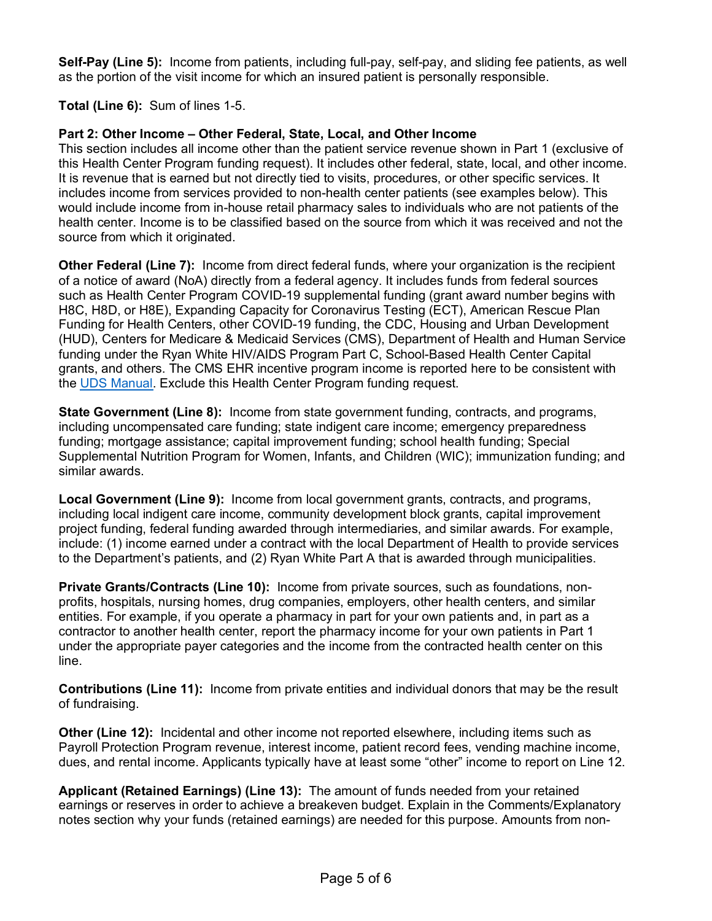**Self-Pay (Line 5):** Income from patients, including full-pay, self-pay, and sliding fee patients, as well as the portion of the visit income for which an insured patient is personally responsible.

**Total (Line 6):** Sum of lines 1-5.

**Part 2: Other Income – Other Federal, State, Local, and Other Income**

This section includes all income other than the patient service revenue shown in Part 1 (exclusive of this Health Center Program funding request). It includes other federal, state, local, and other income. It is revenue that is earned but not directly tied to visits, procedures, or other specific services. It includes income from services provided to non-health center patients (see examples below). This would include income from in-house retail pharmacy sales to individuals who are not patients of the health center. Income is to be classified based on the source from which it was received and not the source from which it originated.

**Other Federal (Line 7):** Income from direct federal funds, where your organization is the recipient of a notice of award (NoA) directly from a federal agency. It includes funds from federal sources such as Health Center Program COVID-19 supplemental funding (grant award number begins with H8C, H8D, or H8E), Expanding Capacity for Coronavirus Testing (ECT), American Rescue Plan Funding for Health Centers, other COVID-19 funding, the CDC, Housing and Urban Development (HUD), Centers for Medicare & Medicaid Services (CMS), Department of Health and Human Service funding under the Ryan White HIV/AIDS Program Part C, School-Based Health Center Capital grants, and others. The CMS EHR incentive program income is reported here to be consistent with the UDS Manual. Exclude this Health Center Program funding request.

**State Government (Line 8):** Income from state government funding, contracts, and programs, including uncompensated care funding; state indigent care income; emergency preparedness funding; mortgage assistance; capital improvement funding; school health funding; Special Supplemental Nutrition Program for Women, Infants, and Children (WIC); immunization funding; and similar awards.

**Local Government (Line 9):** Income from local government grants, contracts, and programs, including local indigent care income, community development block grants, capital improvement project funding, federal funding awarded through intermediaries, and similar awards. For example, include: (1) income earned under a contract with the local Department of Health to provide services to the Department's patients, and (2) Ryan White Part A that is awarded through municipalities.

**Private Grants/Contracts (Line 10):** Income from private sources, such as foundations, non-profits, hospitals, nursing homes, drug companies, employers, other health centers, and similar entities. For example, if you operate a pharmacy in part for your own patients and, in part as a contractor to another health center, report the pharmacy income for your own patients in Part 1 under the appropriate payer categories and the income from the contracted health center on this line.

**Contributions (Line 11):** Income from private entities and individual donors that may be the result of fundraising.

**Other (Line 12):** Incidental and other income not reported elsewhere, including items such as Payroll Protection Program revenue, interest income, patient record fees, vending machine income, dues, and rental income. Applicants typically have at least some "other" income to report on Line 12.

**Applicant (Retained Earnings) (Line 13):** The amount of funds needed from your retained earnings or reserves in order to achieve a breakeven budget. Explain in the Comments/Explanatory notes section why your funds (retained earnings) are needed for this purpose. Amounts from non-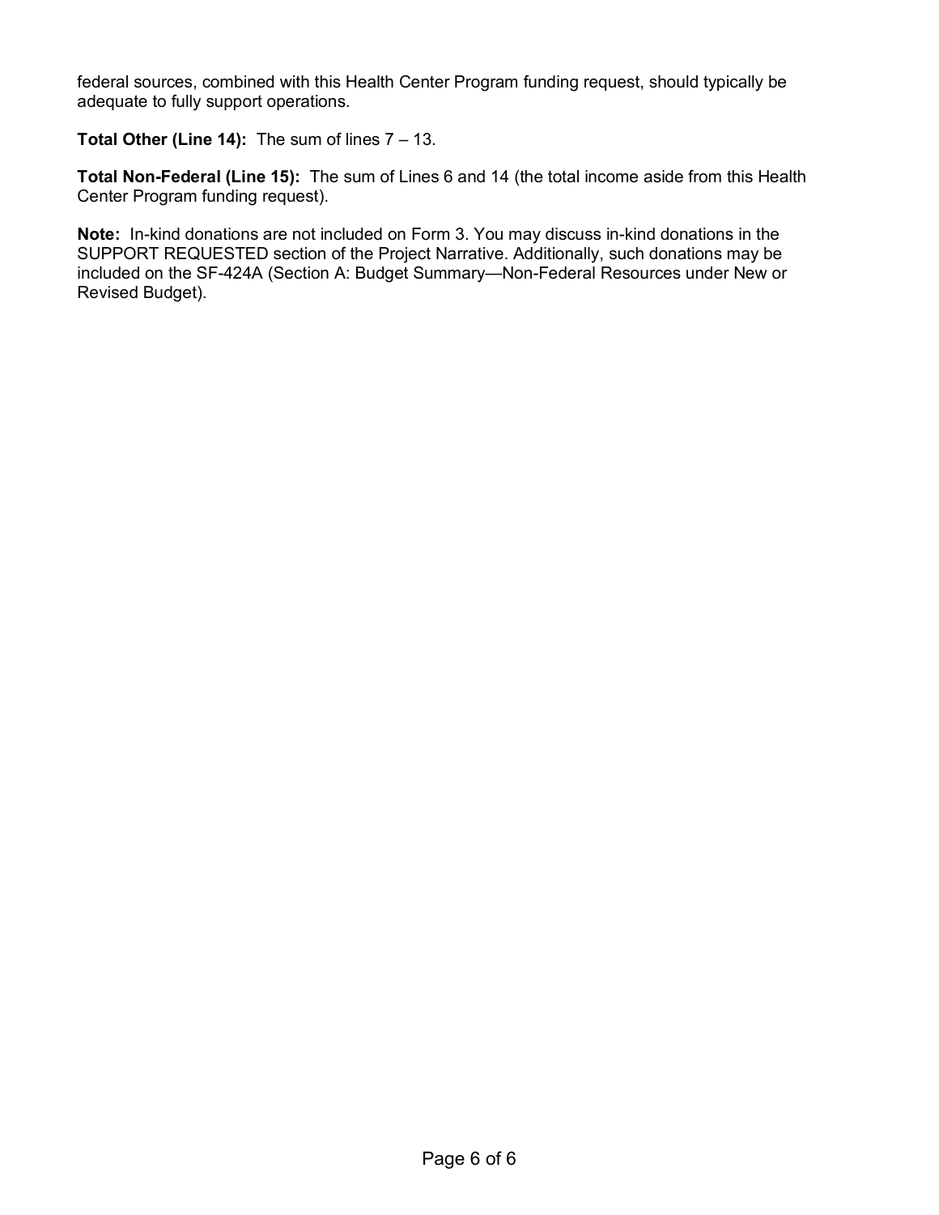federal sources, combined with this Health Center Program funding request, should typically be adequate to fully support operations.

**Total Other (Line 14):** The sum of lines 7 – 13.

**Total Non-Federal (Line 15):** The sum of Lines 6 and 14 (the total income aside from this Health Center Program funding request).

**Note:** In-kind donations are not included on Form 3. You may discuss in-kind donations in the SUPPORT REQUESTED section of the Project Narrative. Additionally, such donations may be included on the SF-424A (Section A: Budget Summary—Non-Federal Resources under New or Revised Budget).